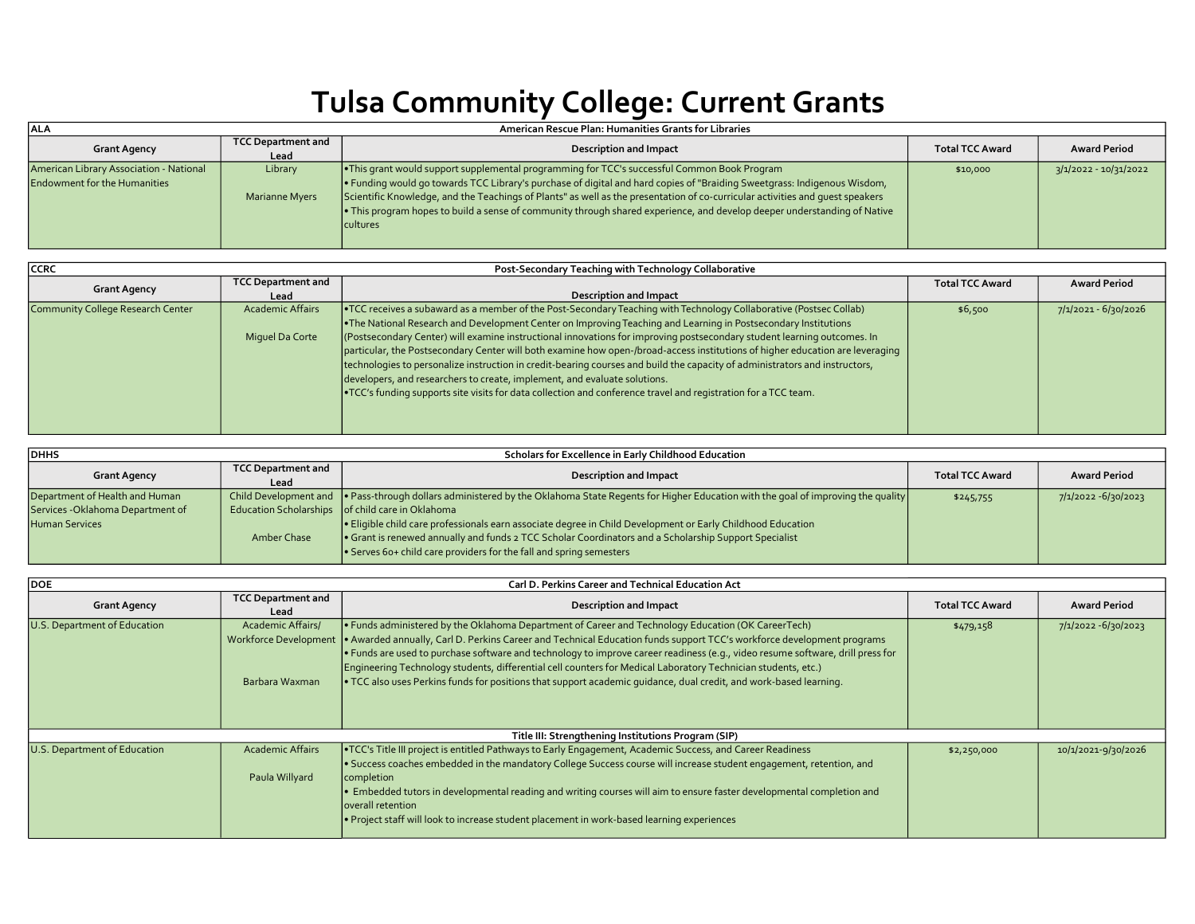# Tulsa Community College: Current Grants

**ALA** — American Rescue Plan: Humanities Grants for Libraries

| Grant Agency | TCC Department and Lead | Description and Impact | Total TCC Award | Award Period |
|---|---|---|---|---|
| American Library Association - National Endowment for the Humanities | Library<br><br>Marianne Myers | •This grant would support supplemental programming for TCC's successful Common Book Program<br>• Funding would go towards TCC Library's purchase of digital and hard copies of "Braiding Sweetgrass: Indigenous Wisdom, Scientific Knowledge, and the Teachings of Plants" as well as the presentation of co-curricular activities and guest speakers<br>• This program hopes to build a sense of community through shared experience, and develop deeper understanding of Native cultures | $10,000 | 3/1/2022 - 10/31/2022 |

**CCRC** — Post-Secondary Teaching with Technology Collaborative

| Grant Agency | TCC Department and Lead | Description and Impact | Total TCC Award | Award Period |
|---|---|---|---|---|
| Community College Research Center | Academic Affairs<br><br>Miguel Da Corte | •TCC receives a subaward as a member of the Post-Secondary Teaching with Technology Collaborative (Postsec Collab)<br>•The National Research and Development Center on Improving Teaching and Learning in Postsecondary Institutions (Postsecondary Center) will examine instructional innovations for improving postsecondary student learning outcomes. In particular, the Postsecondary Center will both examine how open-/broad-access institutions of higher education are leveraging technologies to personalize instruction in credit-bearing courses and build the capacity of administrators and instructors, developers, and researchers to create, implement, and evaluate solutions.<br>•TCC's funding supports site visits for data collection and conference travel and registration for a TCC team. | $6,500 | 7/1/2021 - 6/30/2026 |

**DHHS** — Scholars for Excellence in Early Childhood Education

| Grant Agency | TCC Department and Lead | Description and Impact | Total TCC Award | Award Period |
|---|---|---|---|---|
| Department of Health and Human Services -Oklahoma Department of Human Services | Child Development and Education Scholarships<br><br>Amber Chase | • Pass-through dollars administered by the Oklahoma State Regents for Higher Education with the goal of improving the quality of child care in Oklahoma<br>• Eligible child care professionals earn associate degree in Child Development or Early Childhood Education<br>• Grant is renewed annually and funds 2 TCC Scholar Coordinators and a Scholarship Support Specialist<br>• Serves 60+ child care providers for the fall and spring semesters | $245,755 | 7/1/2022 -6/30/2023 |

**DOE** — Carl D. Perkins Career and Technical Education Act

| Grant Agency | TCC Department and Lead | Description and Impact | Total TCC Award | Award Period |
|---|---|---|---|---|
| U.S. Department of Education | Academic Affairs/ Workforce Development<br><br>Barbara Waxman | • Funds administered by the Oklahoma Department of Career and Technology Education (OK CareerTech)<br>• Awarded annually, Carl D. Perkins Career and Technical Education funds support TCC's workforce development programs<br>• Funds are used to purchase software and technology to improve career readiness (e.g., video resume software, drill press for Engineering Technology students, differential cell counters for Medical Laboratory Technician students, etc.)<br>• TCC also uses Perkins funds for positions that support academic guidance, dual credit, and work-based learning. | $479,158 | 7/1/2022 -6/30/2023 |
| **Title III: Strengthening Institutions Program (SIP)** | | | | |
| U.S. Department of Education | Academic Affairs<br><br>Paula Willyard | •TCC's Title III project is entitled Pathways to Early Engagement, Academic Success, and Career Readiness<br>• Success coaches embedded in the mandatory College Success course will increase student engagement, retention, and completion<br>• Embedded tutors in developmental reading and writing courses will aim to ensure faster developmental completion and overall retention<br>• Project staff will look to increase student placement in work-based learning experiences | $2,250,000 | 10/1/2021-9/30/2026 |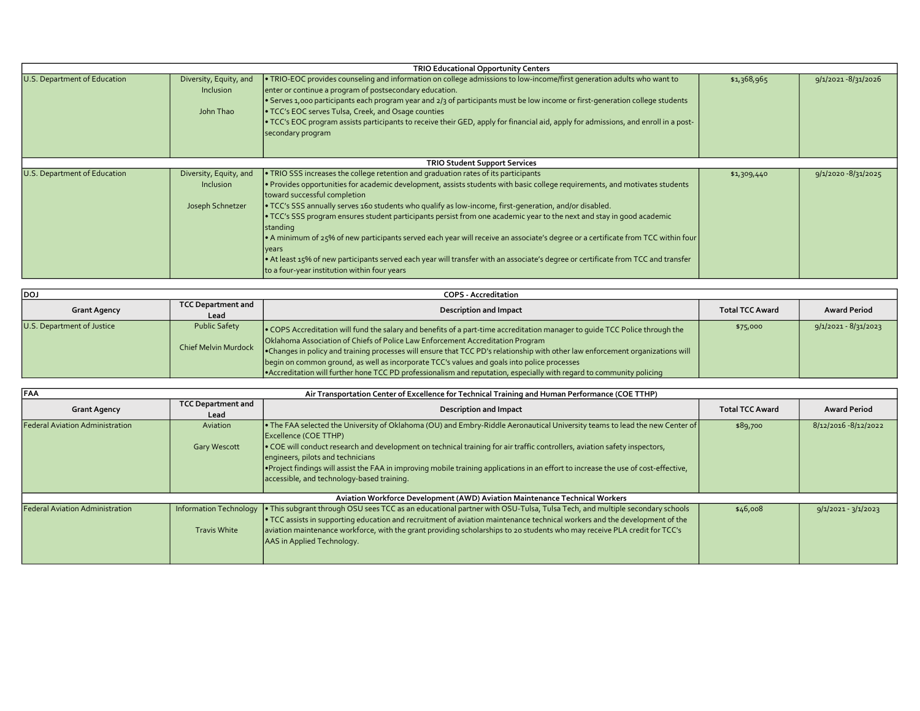| TRIO Educational Opportunity Centers | | | | |
|---|---|---|---|---|
| U.S. Department of Education | Diversity, Equity, and Inclusion<br><br>John Thao | • TRIO-EOC provides counseling and information on college admissions to low-income/first generation adults who want to enter or continue a program of postsecondary education.<br>• Serves 1,000 participants each program year and 2/3 of participants must be low income or first-generation college students<br>• TCC's EOC serves Tulsa, Creek, and Osage counties<br>• TCC's EOC program assists participants to receive their GED, apply for financial aid, apply for admissions, and enroll in a post-secondary program | $1,368,965 | 9/1/2021 -8/31/2026 |
| **TRIO Student Support Services** | | | | |
| U.S. Department of Education | Diversity, Equity, and Inclusion<br><br>Joseph Schnetzer | • TRIO SSS increases the college retention and graduation rates of its participants<br>• Provides opportunities for academic development, assists students with basic college requirements, and motivates students toward successful completion<br>• TCC's SSS annually serves 160 students who qualify as low-income, first-generation, and/or disabled.<br>• TCC's SSS program ensures student participants persist from one academic year to the next and stay in good academic standing<br>• A minimum of 25% of new participants served each year will receive an associate's degree or a certificate from TCC within four years<br>• At least 15% of new participants served each year will transfer with an associate's degree or certificate from TCC and transfer to a four-year institution within four years | $1,309,440 | 9/1/2020 -8/31/2025 |

| DOJ | | COPS - Accreditation | | |
|---|---|---|---|---|
| **Grant Agency** | **TCC Department and Lead** | **Description and Impact** | **Total TCC Award** | **Award Period** |
| U.S. Department of Justice | Public Safety<br><br>Chief Melvin Murdock | • COPS Accreditation will fund the salary and benefits of a part-time accreditation manager to guide TCC Police through the Oklahoma Association of Chiefs of Police Law Enforcement Accreditation Program<br>•Changes in policy and training processes will ensure that TCC PD's relationship with other law enforcement organizations will begin on common ground, as well as incorporate TCC's values and goals into police processes<br>•Accreditation will further hone TCC PD professionalism and reputation, especially with regard to community policing | $75,000 | 9/1/2021 - 8/31/2023 |

| FAA | | Air Transportation Center of Excellence for Technical Training and Human Performance (COE TTHP) | | |
|---|---|---|---|---|
| **Grant Agency** | **TCC Department and Lead** | **Description and Impact** | **Total TCC Award** | **Award Period** |
| Federal Aviation Administration | Aviation<br><br>Gary Wescott | • The FAA selected the University of Oklahoma (OU) and Embry-Riddle Aeronautical University teams to lead the new Center of Excellence (COE TTHP)<br>• COE will conduct research and development on technical training for air traffic controllers, aviation safety inspectors, engineers, pilots and technicians<br>•Project findings will assist the FAA in improving mobile training applications in an effort to increase the use of cost-effective, accessible, and technology-based training. | $89,700 | 8/12/2016 -8/12/2022 |
| | | **Aviation Workforce Development (AWD) Aviation Maintenance Technical Workers** | | |
| Federal Aviation Administration | Information Technology<br><br>Travis White | • This subgrant through OSU sees TCC as an educational partner with OSU-Tulsa, Tulsa Tech, and multiple secondary schools<br>• TCC assists in supporting education and recruitment of aviation maintenance technical workers and the development of the aviation maintenance workforce, with the grant providing scholarships to 20 students who may receive PLA credit for TCC's AAS in Applied Technology. | $46,008 | 9/1/2021 - 3/1/2023 |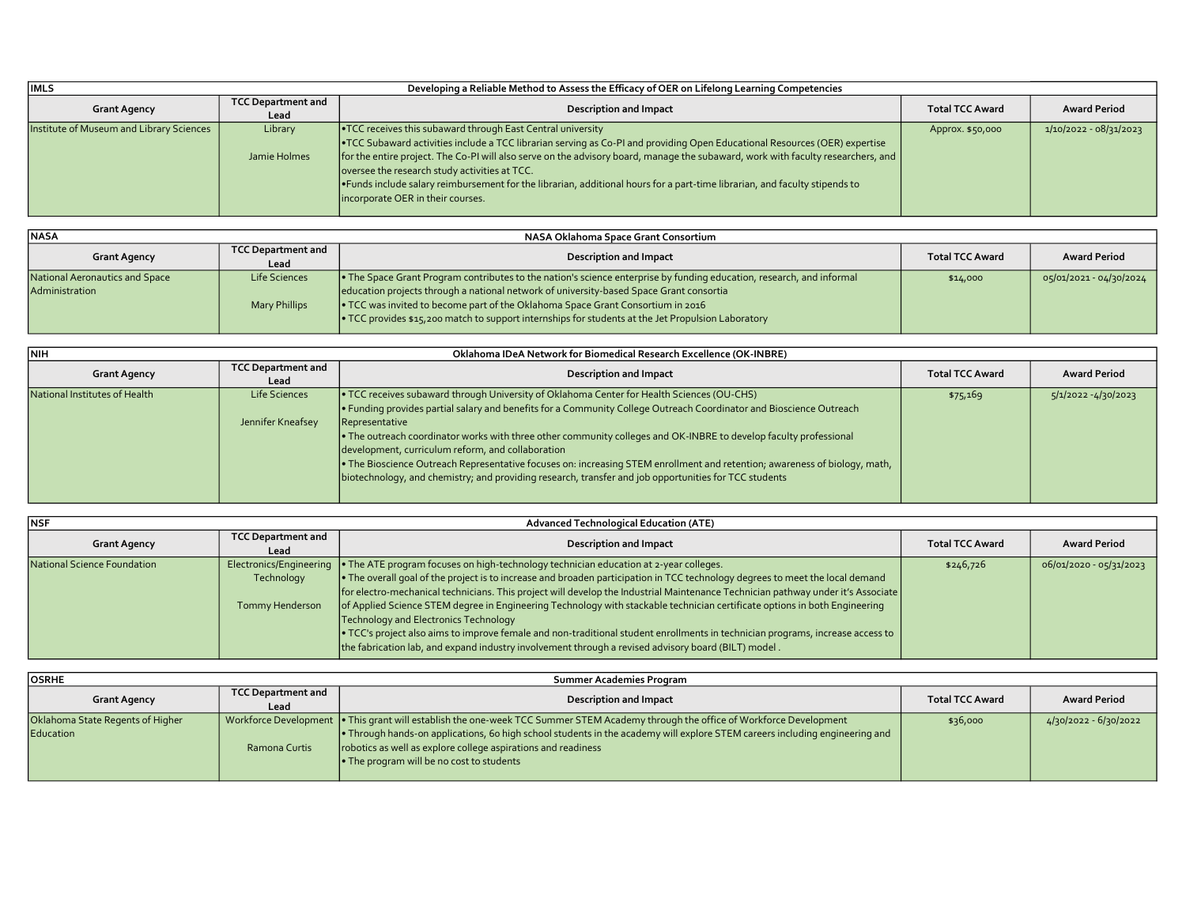| IMLS | Developing a Reliable Method to Assess the Efficacy of OER on Lifelong Learning Competencies | | | |
|---|---|---|---|---|
| **Grant Agency** | **TCC Department and Lead** | **Description and Impact** | **Total TCC Award** | **Award Period** |
| Institute of Museum and Library Sciences | Library<br><br>Jamie Holmes | •TCC receives this subaward through East Central university<br>•TCC Subaward activities include a TCC librarian serving as Co-PI and providing Open Educational Resources (OER) expertise for the entire project. The Co-PI will also serve on the advisory board, manage the subaward, work with faculty researchers, and oversee the research study activities at TCC.<br>•Funds include salary reimbursement for the librarian, additional hours for a part-time librarian, and faculty stipends to incorporate OER in their courses. | Approx. $50,000 | 1/10/2022 - 08/31/2023 |

| NASA | NASA Oklahoma Space Grant Consortium | | | |
|---|---|---|---|---|
| **Grant Agency** | **TCC Department and Lead** | **Description and Impact** | **Total TCC Award** | **Award Period** |
| National Aeronautics and Space Administration | Life Sciences<br><br>Mary Phillips | • The Space Grant Program contributes to the nation's science enterprise by funding education, research, and informal education projects through a national network of university-based Space Grant consortia<br>• TCC was invited to become part of the Oklahoma Space Grant Consortium in 2016<br>• TCC provides $15,200 match to support internships for students at the Jet Propulsion Laboratory | $14,000 | 05/01/2021 - 04/30/2024 |

| NIH | Oklahoma IDeA Network for Biomedical Research Excellence (OK-INBRE) | | | |
|---|---|---|---|---|
| **Grant Agency** | **TCC Department and Lead** | **Description and Impact** | **Total TCC Award** | **Award Period** |
| National Institutes of Health | Life Sciences<br><br>Jennifer Kneafsey | • TCC receives subaward through University of Oklahoma Center for Health Sciences (OU-CHS)<br>• Funding provides partial salary and benefits for a Community College Outreach Coordinator and Bioscience Outreach Representative<br>• The outreach coordinator works with three other community colleges and OK-INBRE to develop faculty professional development, curriculum reform, and collaboration<br>• The Bioscience Outreach Representative focuses on: increasing STEM enrollment and retention; awareness of biology, math, biotechnology, and chemistry; and providing research, transfer and job opportunities for TCC students | $75,169 | 5/1/2022 -4/30/2023 |

| NSF | Advanced Technological Education (ATE) | | | |
|---|---|---|---|---|
| **Grant Agency** | **TCC Department and Lead** | **Description and Impact** | **Total TCC Award** | **Award Period** |
| National Science Foundation | Electronics/Engineering Technology<br><br>Tommy Henderson | • The ATE program focuses on high-technology technician education at 2-year colleges.<br>• The overall goal of the project is to increase and broaden participation in TCC technology degrees to meet the local demand for electro-mechanical technicians. This project will develop the Industrial Maintenance Technician pathway under it's Associate of Applied Science STEM degree in Engineering Technology with stackable technician certificate options in both Engineering Technology and Electronics Technology<br>• TCC's project also aims to improve female and non-traditional student enrollments in technician programs, increase access to the fabrication lab, and expand industry involvement through a revised advisory board (BILT) model . | $246,726 | 06/01/2020 - 05/31/2023 |

| OSRHE | Summer Academies Program | | | |
|---|---|---|---|---|
| **Grant Agency** | **TCC Department and Lead** | **Description and Impact** | **Total TCC Award** | **Award Period** |
| Oklahoma State Regents of Higher Education | Workforce Development<br><br>Ramona Curtis | • This grant will establish the one-week TCC Summer STEM Academy through the office of Workforce Development<br>• Through hands-on applications, 60 high school students in the academy will explore STEM careers including engineering and robotics as well as explore college aspirations and readiness<br>• The program will be no cost to students | $36,000 | 4/30/2022 - 6/30/2022 |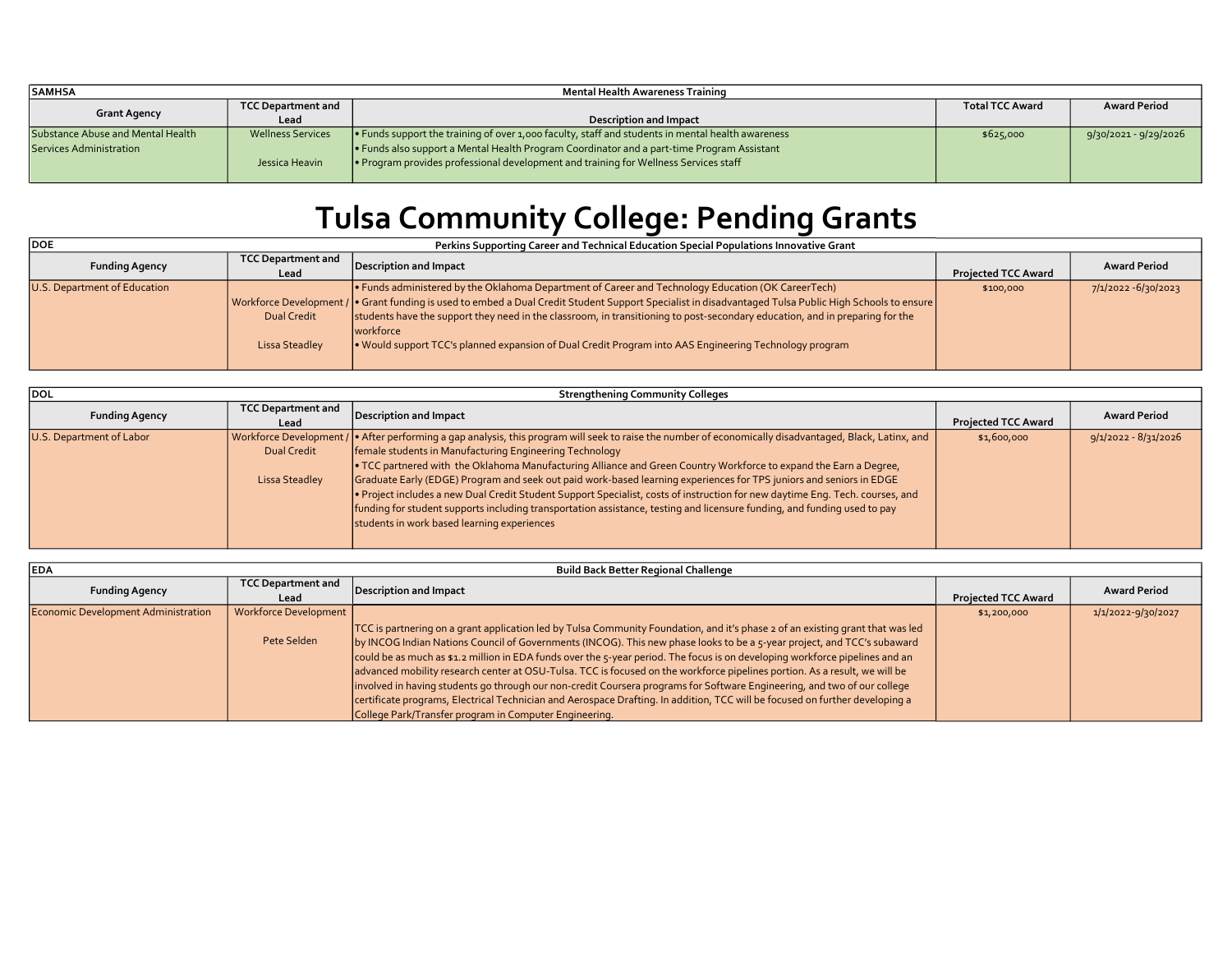| SAMHSA | | Mental Health Awareness Training | | |
|---|---|---|---|---|
| **Grant Agency** | **TCC Department and Lead** | **Description and Impact** | **Total TCC Award** | **Award Period** |
| Substance Abuse and Mental Health Services Administration | Wellness Services<br><br>Jessica Heavin | • Funds support the training of over 1,000 faculty, staff and students in mental health awareness<br>• Funds also support a Mental Health Program Coordinator and a part-time Program Assistant<br>• Program provides professional development and training for Wellness Services staff | $625,000 | 9/30/2021 - 9/29/2026 |

# Tulsa Community College: Pending Grants

| DOE | | Perkins Supporting Career and Technical Education Special Populations Innovative Grant | | |
|---|---|---|---|---|
| **Funding Agency** | **TCC Department and Lead** | **Description and Impact** | **Projected TCC Award** | **Award Period** |
| U.S. Department of Education | Workforce Development / Dual Credit<br><br>Lissa Steadley | • Funds administered by the Oklahoma Department of Career and Technology Education (OK CareerTech)<br>• Grant funding is used to embed a Dual Credit Student Support Specialist in disadvantaged Tulsa Public High Schools to ensure students have the support they need in the classroom, in transitioning to post-secondary education, and in preparing for the workforce<br>• Would support TCC's planned expansion of Dual Credit Program into AAS Engineering Technology program | $100,000 | 7/1/2022 -6/30/2023 |

| DOL | | Strengthening Community Colleges | | |
|---|---|---|---|---|
| **Funding Agency** | **TCC Department and Lead** | **Description and Impact** | **Projected TCC Award** | **Award Period** |
| U.S. Department of Labor | Workforce Development / Dual Credit<br><br>Lissa Steadley | • After performing a gap analysis, this program will seek to raise the number of economically disadvantaged, Black, Latinx, and female students in Manufacturing Engineering Technology<br>• TCC partnered with the Oklahoma Manufacturing Alliance and Green Country Workforce to expand the Earn a Degree, Graduate Early (EDGE) Program and seek out paid work-based learning experiences for TPS juniors and seniors in EDGE<br>• Project includes a new Dual Credit Student Support Specialist, costs of instruction for new daytime Eng. Tech. courses, and funding for student supports including transportation assistance, testing and licensure funding, and funding used to pay students in work based learning experiences | $1,600,000 | 9/1/2022 - 8/31/2026 |

| EDA | | Build Back Better Regional Challenge | | |
|---|---|---|---|---|
| **Funding Agency** | **TCC Department and Lead** | **Description and Impact** | **Projected TCC Award** | **Award Period** |
| Economic Development Administration | Workforce Development<br><br>Pete Selden | TCC is partnering on a grant application led by Tulsa Community Foundation, and it's phase 2 of an existing grant that was led by INCOG Indian Nations Council of Governments (INCOG). This new phase looks to be a 5-year project, and TCC's subaward could be as much as $1.2 million in EDA funds over the 5-year period. The focus is on developing workforce pipelines and an advanced mobility research center at OSU-Tulsa. TCC is focused on the workforce pipelines portion. As a result, we will be involved in having students go through our non-credit Coursera programs for Software Engineering, and two of our college certificate programs, Electrical Technician and Aerospace Drafting. In addition, TCC will be focused on further developing a College Park/Transfer program in Computer Engineering. | $1,200,000 | 1/1/2022-9/30/2027 |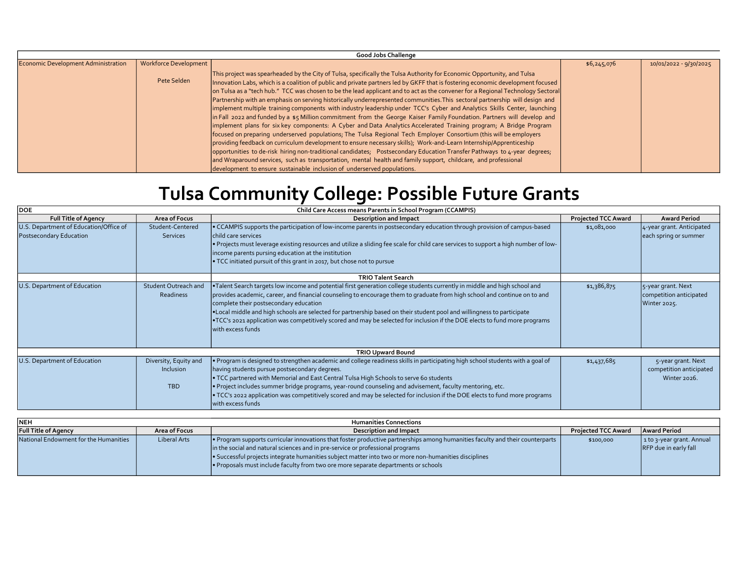| Good Jobs Challenge | | | | |
|---|---|---|---|---|
| Economic Development Administration | Workforce Development<br><br>Pete Selden | This project was spearheaded by the City of Tulsa, specifically the Tulsa Authority for Economic Opportunity, and Tulsa Innovation Labs, which is a coalition of public and private partners led by GKFF that is fostering economic development focused on Tulsa as a "tech hub." TCC was chosen to be the lead applicant and to act as the convener for a Regional Technology Sectoral Partnership with an emphasis on serving historically underrepresented communities.This sectoral partnership will design and implement multiple training components with industry leadership under TCC's Cyber and Analytics Skills Center, launching in Fall 2022 and funded by a $5 Million commitment from the George Kaiser Family Foundation. Partners will develop and implement plans for six key components: A Cyber and Data Analytics Accelerated Training program; A Bridge Program focused on preparing underserved populations; The Tulsa Regional Tech Employer Consortium (this will be employers providing feedback on curriculum development to ensure necessary skills); Work-and-Learn Internship/Apprenticeship opportunities to de-risk hiring non-traditional candidates; Postsecondary Education Transfer Pathways to 4-year degrees; and Wraparound services, such as transportation, mental health and family support, childcare, and professional development to ensure sustainable inclusion of underserved populations. | $6,245,076 | 10/01/2022 - 9/30/2025 |

# Tulsa Community College: Possible Future Grants

| DOE | | Child Care Access means Parents in School Program (CCAMPIS) | | |
|---|---|---|---|---|
| **Full Title of Agency** | **Area of Focus** | **Description and Impact** | **Projected TCC Award** | **Award Period** |
| U.S. Department of Education/Office of Postsecondary Education | Student-Centered Services | • CCAMPIS supports the participation of low-income parents in postsecondary education through provision of campus-based child care services<br>• Projects must leverage existing resources and utilize a sliding fee scale for child care services to support a high number of low-income parents pursing education at the institution<br>• TCC initiated pursuit of this grant in 2017, but chose not to pursue | $1,081,000 | 4-year grant. Anticipated each spring or summer |
| | | **TRIO Talent Search** | | |
| U.S. Department of Education | Student Outreach and Readiness | •Talent Search targets low income and potential first generation college students currently in middle and high school and provides academic, career, and financial counseling to encourage them to graduate from high school and continue on to and complete their postsecondary education<br>•Local middle and high schools are selected for partnership based on their student pool and willingness to participate<br>•TCC's 2021 application was competitively scored and may be selected for inclusion if the DOE elects to fund more programs with excess funds | $1,386,875 | 5-year grant. Next competition anticipated Winter 2025. |
| | | **TRIO Upward Bound** | | |
| U.S. Department of Education | Diversity, Equity and Inclusion<br><br>TBD | • Program is designed to strengthen academic and college readiness skills in participating high school students with a goal of having students pursue postsecondary degrees.<br>• TCC partnered with Memorial and East Central Tulsa High Schools to serve 60 students<br>• Project includes summer bridge programs, year-round counseling and advisement, faculty mentoring, etc.<br>• TCC's 2022 application was competitively scored and may be selected for inclusion if the DOE elects to fund more programs with excess funds | $1,437,685 | 5-year grant. Next competition anticipated Winter 2026. |

| NEH | | Humanities Connections | | |
|---|---|---|---|---|
| **Full Title of Agency** | **Area of Focus** | **Description and Impact** | **Projected TCC Award** | **Award Period** |
| National Endowment for the Humanities | Liberal Arts | • Program supports curricular innovations that foster productive partnerships among humanities faculty and their counterparts in the social and natural sciences and in pre-service or professional programs<br>• Successful projects integrate humanities subject matter into two or more non-humanities disciplines<br>• Proposals must include faculty from two ore more separate departments or schools | $100,000 | 1 to 3-year grant. Annual RFP due in early fall |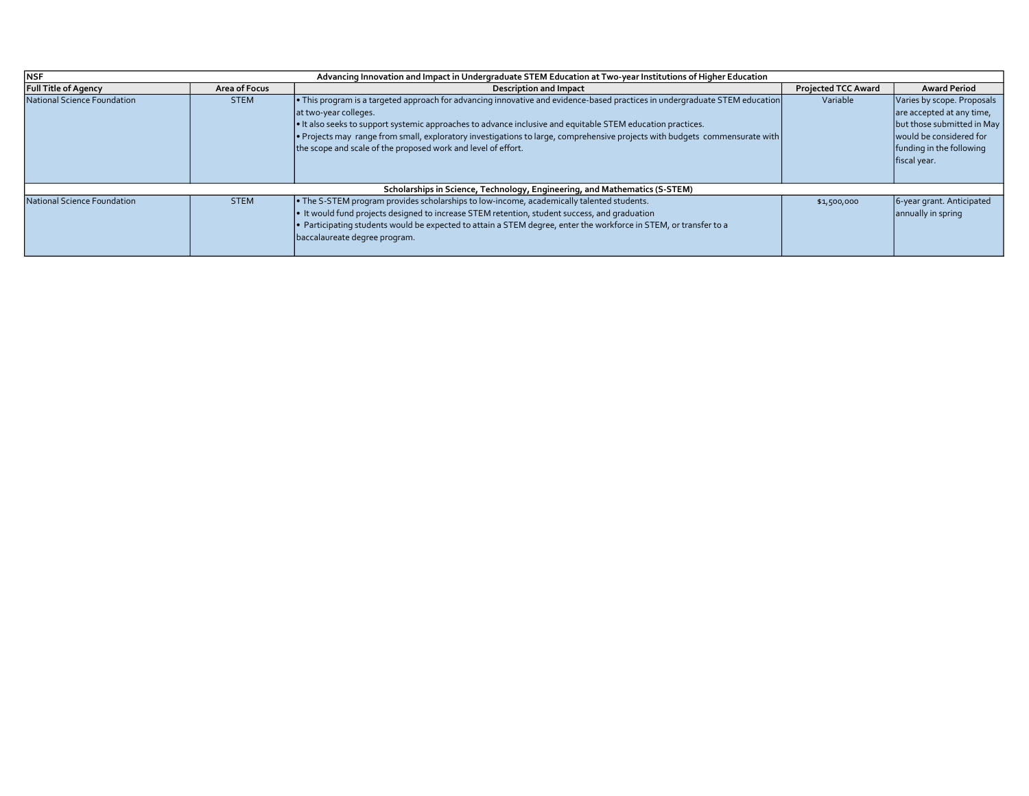| NSF | Advancing Innovation and Impact in Undergraduate STEM Education at Two-year Institutions of Higher Education | | | |
|---|---|---|---|---|
| **Full Title of Agency** | **Area of Focus** | **Description and Impact** | **Projected TCC Award** | **Award Period** |
| National Science Foundation | STEM | • This program is a targeted approach for advancing innovative and evidence-based practices in undergraduate STEM education at two-year colleges.<br>• It also seeks to support systemic approaches to advance inclusive and equitable STEM education practices.<br>• Projects may range from small, exploratory investigations to large, comprehensive projects with budgets commensurate with the scope and scale of the proposed work and level of effort. | Variable | Varies by scope. Proposals are accepted at any time, but those submitted in May would be considered for funding in the following fiscal year. |
| | | **Scholarships in Science, Technology, Engineering, and Mathematics (S-STEM)** | | |
| National Science Foundation | STEM | • The S-STEM program provides scholarships to low-income, academically talented students.<br>• It would fund projects designed to increase STEM retention, student success, and graduation<br>• Participating students would be expected to attain a STEM degree, enter the workforce in STEM, or transfer to a baccalaureate degree program. | $1,500,000 | 6-year grant. Anticipated annually in spring |